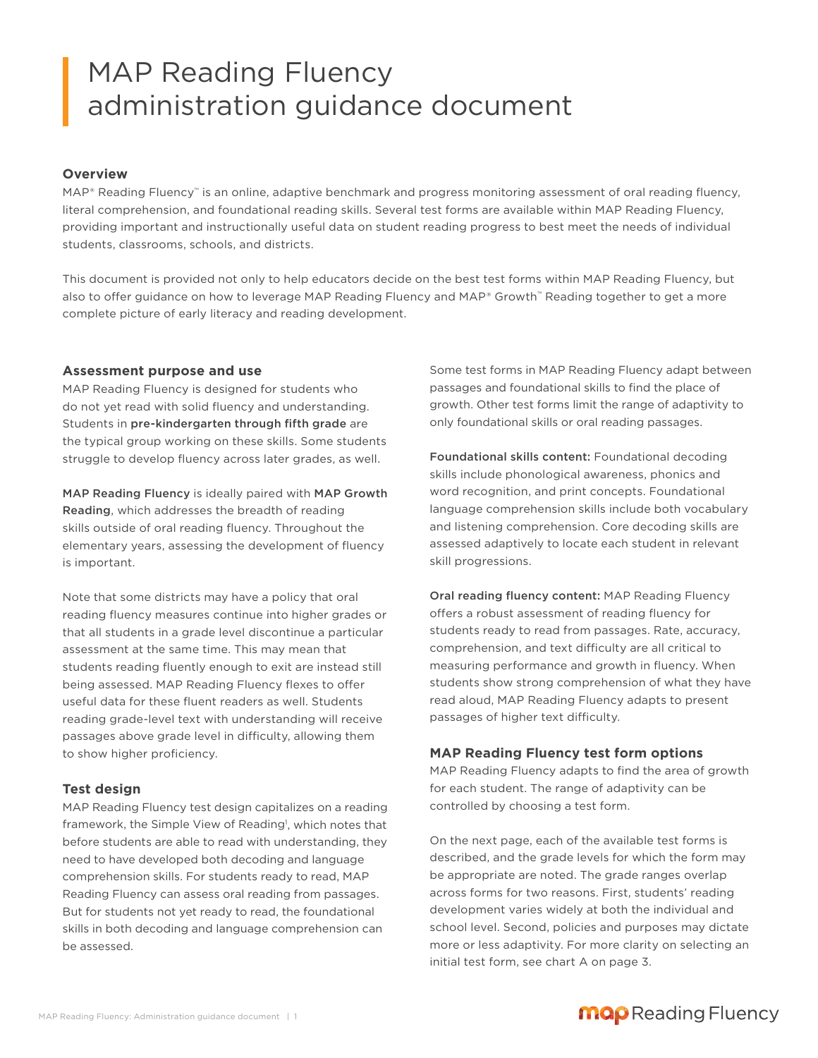# MAP Reading Fluency administration guidance document

## Overview

MAP® Reading Fluency™ is an online, adaptive benchmark and progress monitoring assessment of oral reading fluency, literal comprehension, and foundational reading skills. Several test forms are available within MAP Reading Fluency, providing important and instructionally useful data on student reading progress to best meet the needs of individual students, classrooms, schools, and districts.

This document is provided not only to help educators decide on the best test forms within MAP Reading Fluency, but also to offer guidance on how to leverage MAP Reading Fluency and MAP® Growth™ Reading together to get a more complete picture of early literacy and reading development.

### Assessment purpose and use

MAP Reading Fluency is designed for students who do not yet read with solid fluency and understanding. Students in **pre-kindergarten through fifth grade** are the typical group working on these skills. Some students struggle to develop fluency across later grades, as well.

**MAP Reading Fluency** is ideally paired with **MAP Growth Reading**, which addresses the breadth of reading skills outside of oral reading fluency. Throughout the elementary years, assessing the development of fluency is important.

Note that some districts may have a policy that oral reading fluency measures continue into higher grades or that all students in a grade level discontinue a particular assessment at the same time. This may mean that students reading fluently enough to exit are instead still being assessed. MAP Reading Fluency flexes to offer useful data for these fluent readers as well. Students reading grade-level text with understanding will receive passages above grade level in difficulty, allowing them to show higher proficiency.

### Test design

MAP Reading Fluency test design capitalizes on a reading framework, the Simple View of Reading[1], which notes that before students are able to read with understanding, they need to have developed both decoding and language comprehension skills. For students ready to read, MAP Reading Fluency can assess oral reading from passages. But for students not yet ready to read, the foundational skills in both decoding and language comprehension can be assessed.

Some test forms in MAP Reading Fluency adapt between passages and foundational skills to find the place of growth. Other test forms limit the range of adaptivity to only foundational skills or oral reading passages.

**Foundational skills content:** Foundational decoding skills include phonological awareness, phonics and word recognition, and print concepts. Foundational language comprehension skills include both vocabulary and listening comprehension. Core decoding skills are assessed adaptively to locate each student in relevant skill progressions.

**Oral reading fluency content:** MAP Reading Fluency offers a robust assessment of reading fluency for students ready to read from passages. Rate, accuracy, comprehension, and text difficulty are all critical to measuring performance and growth in fluency. When students show strong comprehension of what they have read aloud, MAP Reading Fluency adapts to present passages of higher text difficulty.

### MAP Reading Fluency test form options

MAP Reading Fluency adapts to find the area of growth for each student. The range of adaptivity can be controlled by choosing a test form.

On the next page, each of the available test forms is described, and the grade levels for which the form may be appropriate are noted. The grade ranges overlap across forms for two reasons. First, students' reading development varies widely at both the individual and school level. Second, policies and purposes may dictate more or less adaptivity. For more clarity on selecting an initial test form, see chart A on page 3.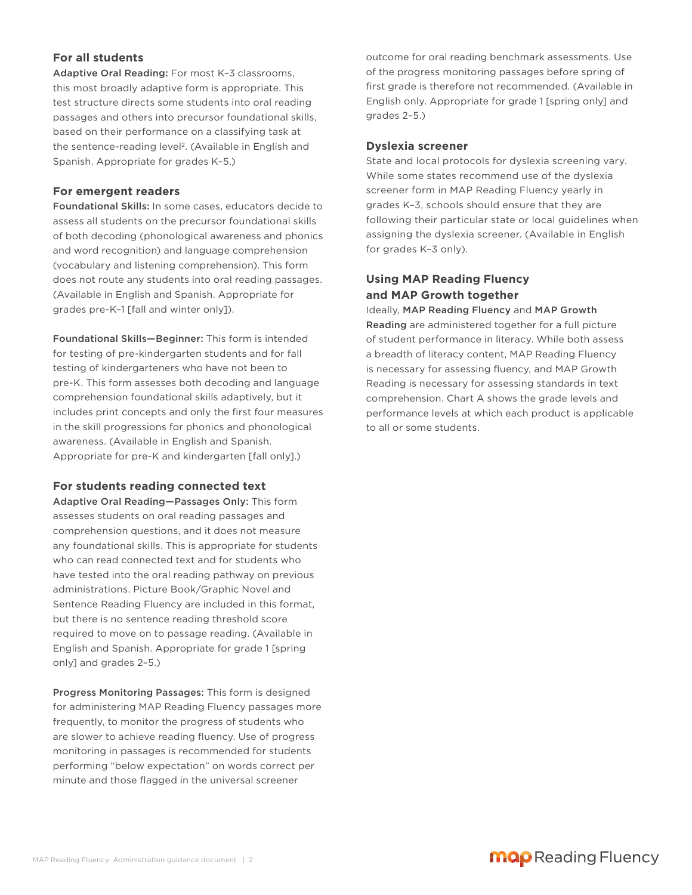### For all students

**Adaptive Oral Reading:** For most K–3 classrooms, this most broadly adaptive form is appropriate. This test structure directs some students into oral reading passages and others into precursor foundational skills, based on their performance on a classifying task at the sentence-reading level[2]. (Available in English and Spanish. Appropriate for grades K–5.)

### For emergent readers

**Foundational Skills:** In some cases, educators decide to assess all students on the precursor foundational skills of both decoding (phonological awareness and phonics and word recognition) and language comprehension (vocabulary and listening comprehension). This form does not route any students into oral reading passages. (Available in English and Spanish. Appropriate for grades pre-K–1 [fall and winter only]).

**Foundational Skills—Beginner:** This form is intended for testing of pre-kindergarten students and for fall testing of kindergarteners who have not been to pre-K. This form assesses both decoding and language comprehension foundational skills adaptively, but it includes print concepts and only the first four measures in the skill progressions for phonics and phonological awareness. (Available in English and Spanish. Appropriate for pre-K and kindergarten [fall only].)

### For students reading connected text

**Adaptive Oral Reading—Passages Only:** This form assesses students on oral reading passages and comprehension questions, and it does not measure any foundational skills. This is appropriate for students who can read connected text and for students who have tested into the oral reading pathway on previous administrations. Picture Book/Graphic Novel and Sentence Reading Fluency are included in this format, but there is no sentence reading threshold score required to move on to passage reading. (Available in English and Spanish. Appropriate for grade 1 [spring only] and grades 2–5.)

**Progress Monitoring Passages:** This form is designed for administering MAP Reading Fluency passages more frequently, to monitor the progress of students who are slower to achieve reading fluency. Use of progress monitoring in passages is recommended for students performing "below expectation" on words correct per minute and those flagged in the universal screener outcome for oral reading benchmark assessments. Use of the progress monitoring passages before spring of first grade is therefore not recommended. (Available in English only. Appropriate for grade 1 [spring only] and grades 2–5.)

### Dyslexia screener

State and local protocols for dyslexia screening vary. While some states recommend use of the dyslexia screener form in MAP Reading Fluency yearly in grades K–3, schools should ensure that they are following their particular state or local guidelines when assigning the dyslexia screener. (Available in English for grades K–3 only).

### Using MAP Reading Fluency and MAP Growth together

Ideally, **MAP Reading Fluency** and **MAP Growth Reading** are administered together for a full picture of student performance in literacy. While both assess a breadth of literacy content, MAP Reading Fluency is necessary for assessing fluency, and MAP Growth Reading is necessary for assessing standards in text comprehension. Chart A shows the grade levels and performance levels at which each product is applicable to all or some students.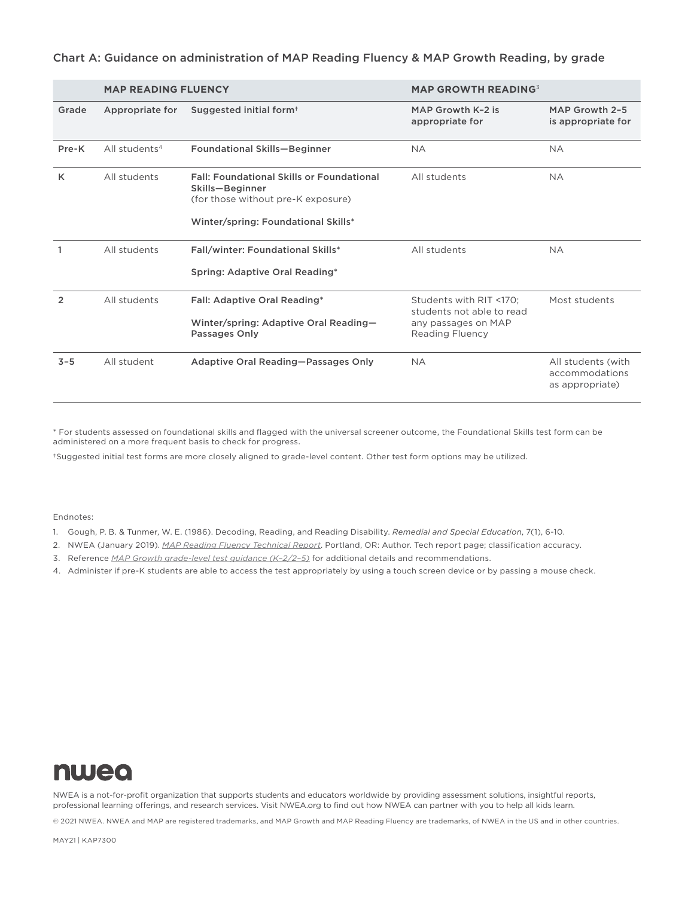## Chart A: Guidance on administration of MAP Reading Fluency & MAP Growth Reading, by grade

| | MAP READING FLUENCY | | MAP GROWTH READING[3] | |
|---|---|---|---|---|
| Grade | Appropriate for | Suggested initial form† | MAP Growth K–2 is appropriate for | MAP Growth 2–5 is appropriate for |
| Pre-K | All students[4] | **Foundational Skills—Beginner** | NA | NA |
| K | All students | **Fall: Foundational Skills or Foundational Skills—Beginner** (for those without pre-K exposure)<br><br>**Winter/spring: Foundational Skills*** | All students | NA |
| 1 | All students | **Fall/winter: Foundational Skills***<br><br>**Spring: Adaptive Oral Reading*** | All students | NA |
| 2 | All students | **Fall: Adaptive Oral Reading***<br><br>**Winter/spring: Adaptive Oral Reading—Passages Only** | Students with RIT <170; students not able to read any passages on MAP Reading Fluency | Most students |
| 3–5 | All student | **Adaptive Oral Reading—Passages Only** | NA | All students (with accommodations as appropriate) |

* For students assessed on foundational skills and flagged with the universal screener outcome, the Foundational Skills test form can be administered on a more frequent basis to check for progress.

†Suggested initial test forms are more closely aligned to grade-level content. Other test form options may be utilized.

Endnotes:

1. Gough, P. B. & Tunmer, W. E. (1986). Decoding, Reading, and Reading Disability. *Remedial and Special Education*, 7(1), 6-10.
2. NWEA (January 2019). *MAP Reading Fluency Technical Report*. Portland, OR: Author. Tech report page; classification accuracy.
3. Reference *MAP Growth grade-level test guidance (K–2/2–5)* for additional details and recommendations.
4. Administer if pre-K students are able to access the test appropriately by using a touch screen device or by passing a mouse check.

**nwea**

NWEA is a not-for-profit organization that supports students and educators worldwide by providing assessment solutions, insightful reports, professional learning offerings, and research services. Visit NWEA.org to find out how NWEA can partner with you to help all kids learn.

© 2021 NWEA. NWEA and MAP are registered trademarks, and MAP Growth and MAP Reading Fluency are trademarks, of NWEA in the US and in other countries.

MAY21 | KAP7300